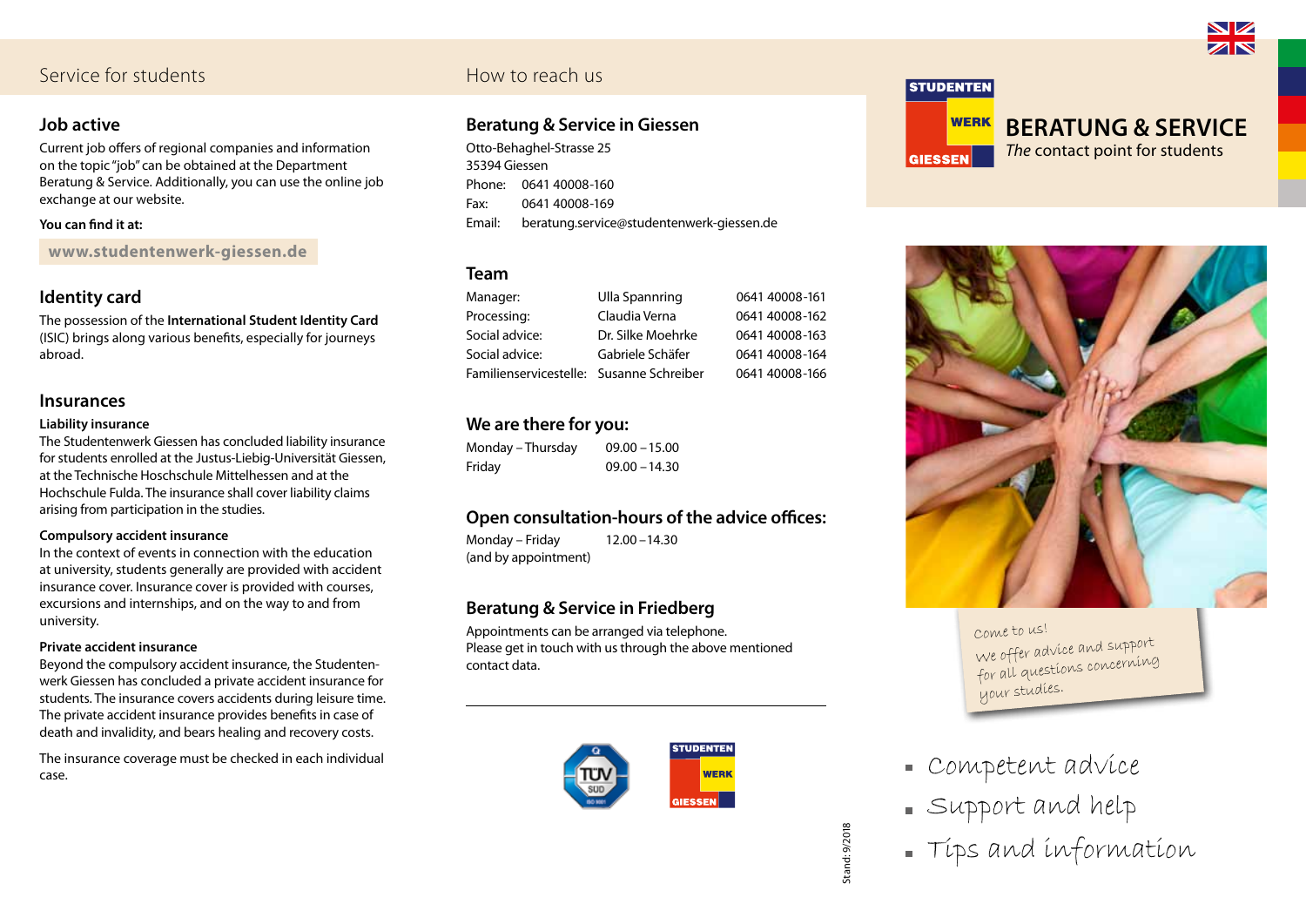## Service for students

### Job active

Current job offers of regional companies and information on the topic "job" can be obtained at the Department Beratung & Service. Additionally, you can use the online job exchange at our website.

**You can find it at:**

**www.studentenwerk-giessen.de**

### Identity card

The possession of the **International Student Identity Card** (ISIC) brings along various benefits, especially for journeys abroad.

### Insurances

**Liability insurance**

The Studentenwerk Giessen has concluded liability insurance for students enrolled at the Justus-Liebig-Universität Giessen, at the Technische Hoschschule Mittelhessen and at the Hochschule Fulda. The insurance shall cover liability claims arising from participation in the studies.

**Compulsory accident insurance**

In the context of events in connection with the education at university, students generally are provided with accident insurance cover. Insurance cover is provided with courses, excursions and internships, and on the way to and from university.

**Private accident insurance**

Beyond the compulsory accident insurance, the Studentenwerk Giessen has concluded a private accident insurance for students. The insurance covers accidents during leisure time. The private accident insurance provides benefits in case of death and invalidity, and bears healing and recovery costs.

The insurance coverage must be checked in each individual case.

## How to reach us

### Beratung & Service in Giessen

Otto-Behaghel-Strasse 25
35394 Giessen

Phone: 0641 40008-160
Fax: 0641 40008-169
Email: beratung.service@studentenwerk-giessen.de

### Team

| | | |
|---|---|---|
| Manager: | Ulla Spannring | 0641 40008-161 |
| Processing: | Claudia Verna | 0641 40008-162 |
| Social advice: | Dr. Silke Moehrke | 0641 40008-163 |
| Social advice: | Gabriele Schäfer | 0641 40008-164 |
| Familienservicestelle: | Susanne Schreiber | 0641 40008-166 |

### We are there for you:

| | |
|---|---|
| Monday – Thursday | 09.00 – 15.00 |
| Friday | 09.00 – 14.30 |

### Open consultation-hours of the advice offices:

Monday – Friday 12.00 – 14.30
(and by appointment)

### Beratung & Service in Friedberg

Appointments can be arranged via telephone.
Please get in touch with us through the above mentioned contact data.

Stand: 9/2018

STUDENTEN WERK GIESSEN

# BERATUNG & SERVICE

*The* contact point for students

Come to us!
We offer advice and support for all questions concerning your studies.

- Competent advice
- Support and help
- Tips and information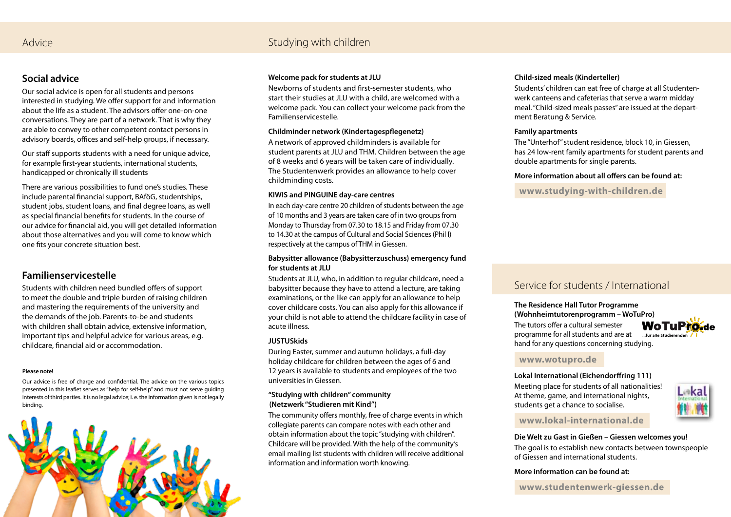# Advice

## Social advice

Our social advice is open for all students and persons interested in studying. We offer support for and information about the life as a student. The advisors offer one-on-one conversations. They are part of a network. That is why they are able to convey to other competent contact persons in advisory boards, offices and self-help groups, if necessary.

Our staff supports students with a need for unique advice, for example first-year students, international students, handicapped or chronically ill students

There are various possibilities to fund one's studies. These include parental financial support, BAföG, studentships, student jobs, student loans, and final degree loans, as well as special financial benefits for students. In the course of our advice for financial aid, you will get detailed information about those alternatives and you will come to know which one fits your concrete situation best.

## Familienservicestelle

Students with children need bundled offers of support to meet the double and triple burden of raising children and mastering the requirements of the university and the demands of the job. Parents-to-be and students with children shall obtain advice, extensive information, important tips and helpful advice for various areas, e.g. childcare, financial aid or accommodation.

**Please note!**

Our advice is free of charge and confidential. The advice on the various topics presented in this leaflet serves as "help for self-help" and must not serve guiding interests of third parties. It is no legal advice; i. e. the information given is not legally binding.

# Studying with children

**Welcome pack for students at JLU**

Newborns of students and first-semester students, who start their studies at JLU with a child, are welcomed with a welcome pack. You can collect your welcome pack from the Familienservicestelle.

**Childminder network (Kindertagespflegenetz)**

A network of approved childminders is available for student parents at JLU and THM. Children between the age of 8 weeks and 6 years will be taken care of individually. The Studentenwerk provides an allowance to help cover childminding costs.

**KIWIS and PINGUINE day-care centres**

In each day-care centre 20 children of students between the age of 10 months and 3 years are taken care of in two groups from Monday to Thursday from 07.30 to 18.15 and Friday from 07.30 to 14.30 at the campus of Cultural and Social Sciences (Phil I) respectively at the campus of THM in Giessen.

**Babysitter allowance (Babysitterzuschuss) emergency fund for students at JLU**

Students at JLU, who, in addition to regular childcare, need a babysitter because they have to attend a lecture, are taking examinations, or the like can apply for an allowance to help cover childcare costs. You can also apply for this allowance if your child is not able to attend the childcare facility in case of acute illness.

**JUSTUSkids**

During Easter, summer and autumn holidays, a full-day holiday childcare for children between the ages of 6 and 12 years is available to students and employees of the two universities in Giessen.

**"Studying with children" community (Netzwerk "Studieren mit Kind")**

The community offers monthly, free of charge events in which collegiate parents can compare notes with each other and obtain information about the topic "studying with children". Childcare will be provided. With the help of the community's email mailing list students with children will receive additional information and information worth knowing.

**Child-sized meals (Kinderteller)**

Students' children can eat free of charge at all Studentenwerk canteens and cafeterias that serve a warm midday meal. "Child-sized meals passes" are issued at the department Beratung & Service.

**Family apartments**

The "Unterhof" student residence, block 10, in Giessen, has 24 low-rent family apartments for student parents and double apartments for single parents.

**More information about all offers can be found at:**

**www.studying-with-children.de**

# Service for students / International

**The Residence Hall Tutor Programme (Wohnheimtutorenprogramm – WoTuPro)**

The tutors offer a cultural semester programme for all students and are at hand for any questions concerning studying.

**www.wotupro.de**

**Lokal International (Eichendorffring 111)**

Meeting place for students of all nationalities! At theme, game, and international nights, students get a chance to socialise.

**www.lokal-international.de**

**Die Welt zu Gast in Gießen – Giessen welcomes you!**

The goal is to establish new contacts between townspeople of Giessen and international students.

**More information can be found at:**

**www.studentenwerk-giessen.de**